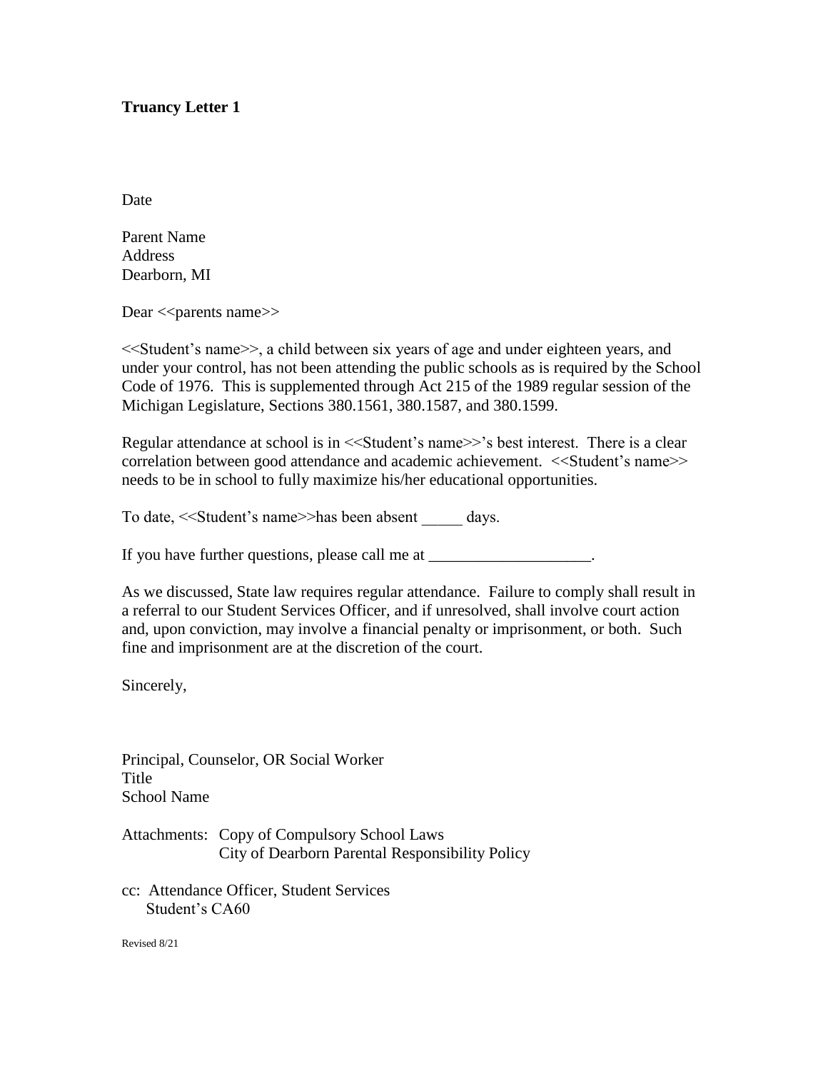**Truancy Letter 1**

Date

Parent Name
Address
Dearborn, MI

Dear <<parents name>>

<<Student's name>>, a child between six years of age and under eighteen years, and under your control, has not been attending the public schools as is required by the School Code of 1976. This is supplemented through Act 215 of the 1989 regular session of the Michigan Legislature, Sections 380.1561, 380.1587, and 380.1599.

Regular attendance at school is in <<Student's name>>'s best interest. There is a clear correlation between good attendance and academic achievement. <<Student's name>> needs to be in school to fully maximize his/her educational opportunities.

To date, <<Student's name>>has been absent _____ days.

If you have further questions, please call me at ____________________.

As we discussed, State law requires regular attendance. Failure to comply shall result in a referral to our Student Services Officer, and if unresolved, shall involve court action and, upon conviction, may involve a financial penalty or imprisonment, or both. Such fine and imprisonment are at the discretion of the court.

Sincerely,

Principal, Counselor, OR Social Worker
Title
School Name

Attachments: Copy of Compulsory School Laws
City of Dearborn Parental Responsibility Policy

cc: Attendance Officer, Student Services
Student's CA60

Revised 8/21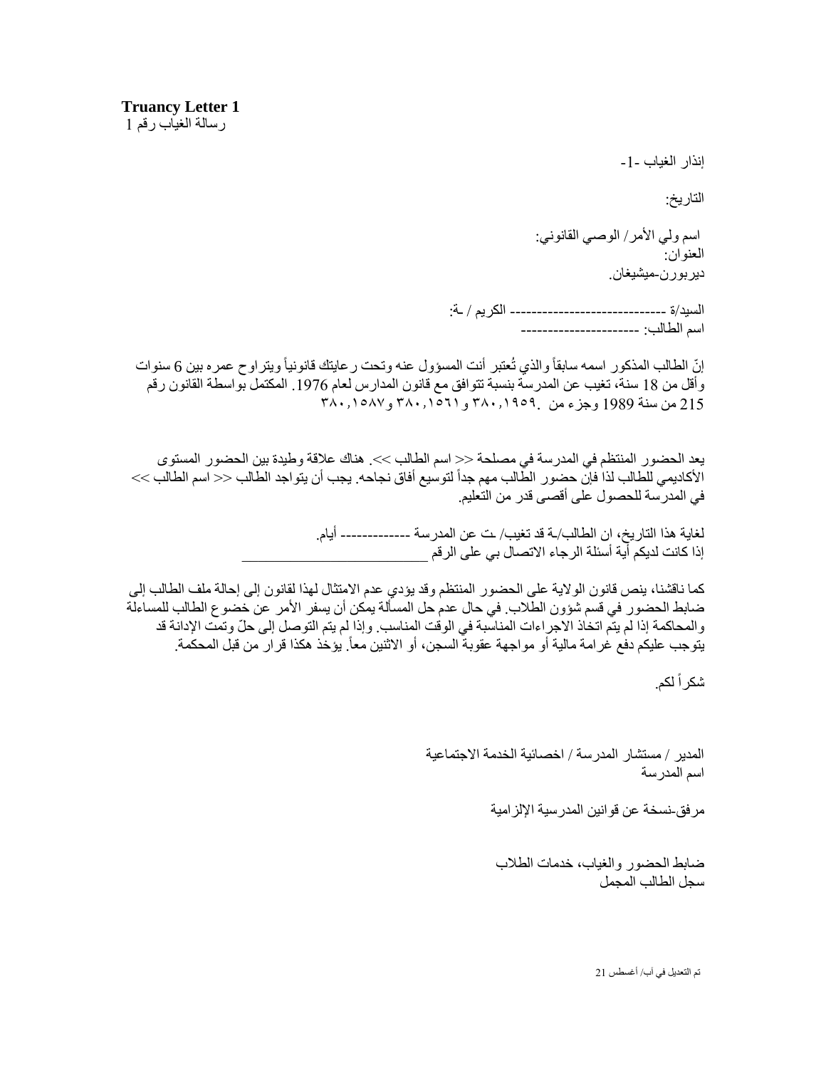**Truancy Letter 1**
رسالة الغياب رقم 1

إنذار الغياب -1-

التاريخ:

اسم ولي الأمر/ الوصي القانوني:
العنوان:
ديربورن-ميشيغان.

السيد/ة ---------------------------- الكريم / ـة:
اسم الطالب: ----------------------

إنّ الطالب المذكور اسمه سابقاً والذي تُعتبر أنت المسؤول عنه وتحت رعايتك قانونياً ويتراوح عمره بين 6 سنوات وأقل من 18 سنة، تغيب عن المدرسة بنسبة تتوافق مع قانون المدارس لعام 1976. المكتمل بواسطة القانون رقم 215 من سنة 1989 وجزء من .٣٨٠,١٩٥٩ و٣٨٠,١٥٦١ و٣٨٠,١٥٨٧

يعد الحضور المنتظم في المدرسة في مصلحة << اسم الطالب >>. هناك علاقة وطيدة بين الحضور المستوى الأكاديمي للطالب لذا فإن حضور الطالب مهم جداً لتوسيع أفاق نجاحه. يجب أن يتواجد الطالب << اسم الطالب >> في المدرسة للحصول على أقصى قدر من التعليم.

لغاية هذا التاريخ، ان الطالب/ـة قد تغيب/ ـت عن المدرسة ------------ أيام.
إذا كانت لديكم أية أسئلة الرجاء الاتصال بي على الرقم ________________________

كما ناقشنا، ينص قانون الولاية على الحضور المنتظم وقد يؤدي عدم الامتثال لهذا لقانون إلى إحالة ملف الطالب إلى ضابط الحضور في قسم شؤون الطلاب. في حال عدم حل المسألة يمكن أن يسفر الأمر عن خضوع الطالب للمساءلة والمحاكمة إذا لم يتم اتخاذ الاجراءات المناسبة في الوقت المناسب. وإذا لم يتم التوصل إلى حلّ وتمت الإدانة قد يتوجب عليكم دفع غرامة مالية أو مواجهة عقوبة السجن، أو الاثنين معاً. يؤخذ هكذا قرار من قبل المحكمة.

شكراً لكم.

المدير / مستشار المدرسة / اخصائية الخدمة الاجتماعية
اسم المدرسة

مرفق-نسخة عن قوانين المدرسية الإلزامية

ضابط الحضور والغياب، خدمات الطلاب
سجل الطالب المجمل

تم التعديل في آب/ أغسطس 21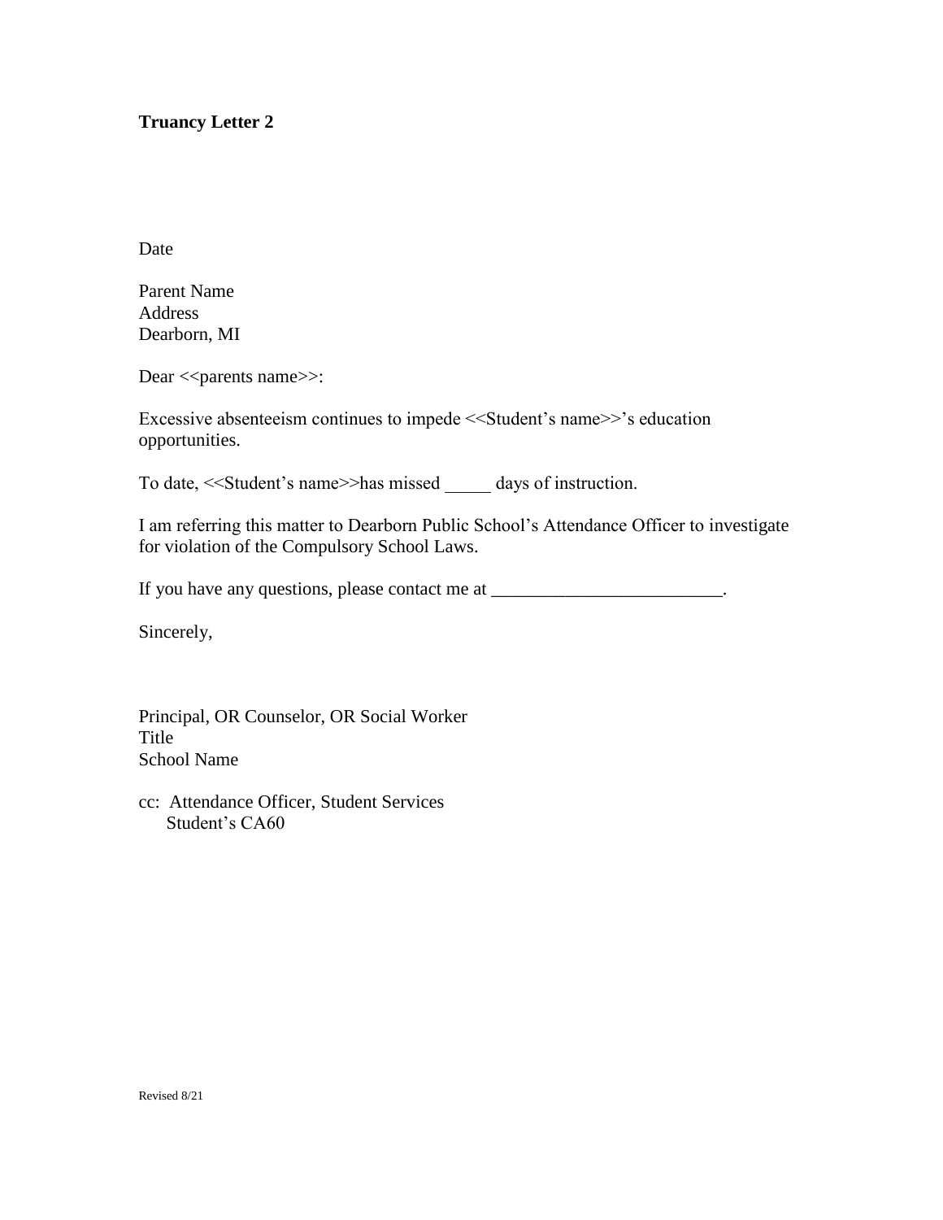**Truancy Letter 2**

Date

Parent Name
Address
Dearborn, MI

Dear <<parents name>>:

Excessive absenteeism continues to impede <<Student's name>>'s education opportunities.

To date, <<Student's name>>has missed _____ days of instruction.

I am referring this matter to Dearborn Public School's Attendance Officer to investigate for violation of the Compulsory School Laws.

If you have any questions, please contact me at _________________________.

Sincerely,

Principal, OR Counselor, OR Social Worker
Title
School Name

cc: Attendance Officer, Student Services
Student's CA60

Revised 8/21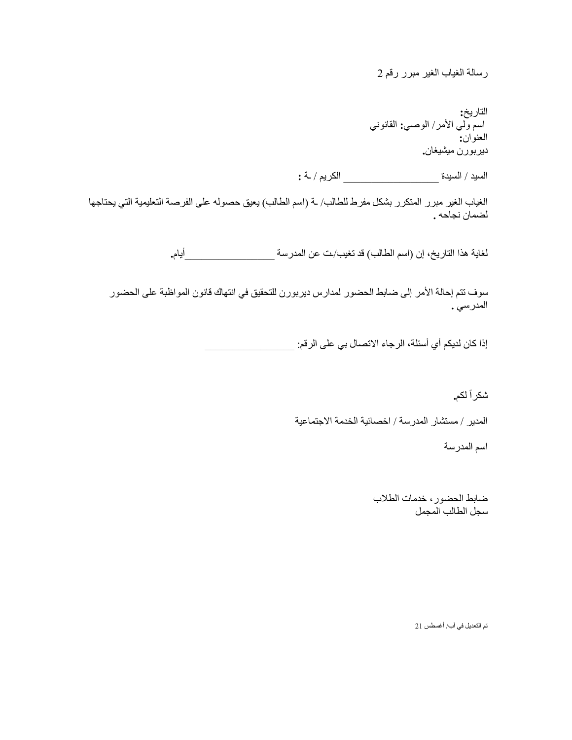رسالة الغياب الغير مبرر رقم 2

التاريخ:
اسم ولي الأمر/ الوصي: القانوني
العنوان:
ديربورن ميشيغان.

السيد / السيدة ________________ الكريم / ـة :

الغياب الغير مبرر المتكرر بشكل مفرط للطالب/ ـة (اسم الطالب) يعيق حصوله على الفرصة التعليمية التي يحتاجها لضمان نجاحه .

لغاية هذا التاريخ، إن (اسم الطالب) قد تغيب/ـت عن المدرسة ________________ أيام.

سوف تتم إحالة الأمر إلى ضابط الحضور لمدارس ديربورن للتحقيق في انتهاك قانون المواظبة على الحضور المدرسي .

إذا كان لديكم أي أسئلة، الرجاء الاتصال بي على الرقم: ________________

شكراً لكم.

المدير / مستشار المدرسة / اخصائية الخدمة الاجتماعية

اسم المدرسة

ضابط الحضور، خدمات الطلاب
سجل الطالب المجمل

تم التعديل في أب/ أغسطس 21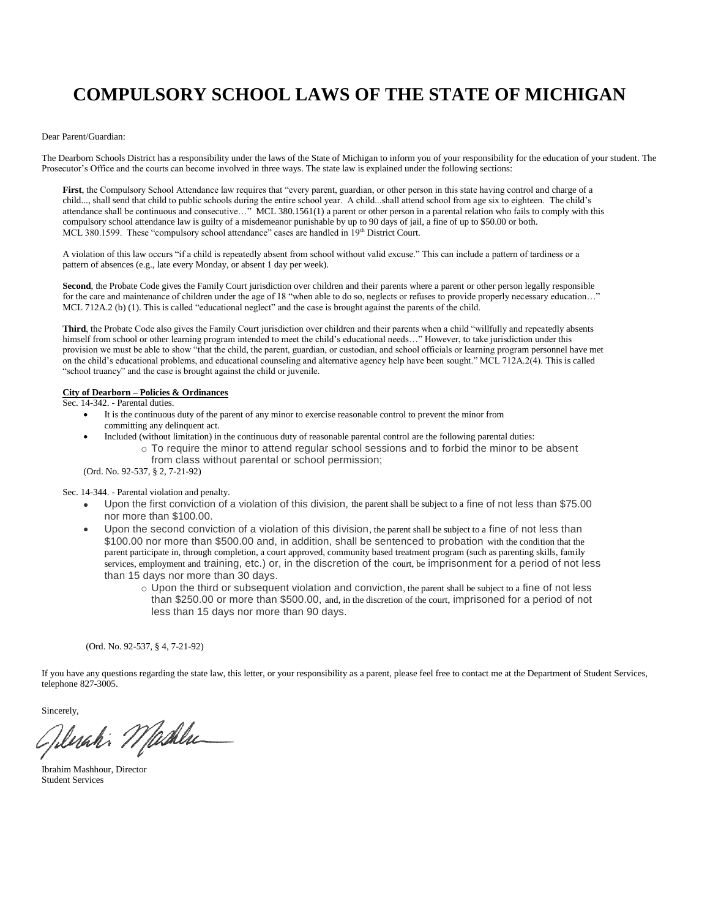# COMPULSORY SCHOOL LAWS OF THE STATE OF MICHIGAN

Dear Parent/Guardian:

The Dearborn Schools District has a responsibility under the laws of the State of Michigan to inform you of your responsibility for the education of your student. The Prosecutor's Office and the courts can become involved in three ways. The state law is explained under the following sections:

**First**, the Compulsory School Attendance law requires that "every parent, guardian, or other person in this state having control and charge of a child..., shall send that child to public schools during the entire school year. A child...shall attend school from age six to eighteen. The child's attendance shall be continuous and consecutive…" MCL 380.1561(1) a parent or other person in a parental relation who fails to comply with this compulsory school attendance law is guilty of a misdemeanor punishable by up to 90 days of jail, a fine of up to $50.00 or both. MCL 380.1599. These "compulsory school attendance" cases are handled in 19th District Court.

A violation of this law occurs "if a child is repeatedly absent from school without valid excuse." This can include a pattern of tardiness or a pattern of absences (e.g., late every Monday, or absent 1 day per week).

**Second**, the Probate Code gives the Family Court jurisdiction over children and their parents where a parent or other person legally responsible for the care and maintenance of children under the age of 18 "when able to do so, neglects or refuses to provide properly necessary education…" MCL 712A.2 (b) (1). This is called "educational neglect" and the case is brought against the parents of the child.

**Third**, the Probate Code also gives the Family Court jurisdiction over children and their parents when a child "willfully and repeatedly absents himself from school or other learning program intended to meet the child's educational needs…" However, to take jurisdiction under this provision we must be able to show "that the child, the parent, guardian, or custodian, and school officials or learning program personnel have met on the child's educational problems, and educational counseling and alternative agency help have been sought." MCL 712A.2(4). This is called "school truancy" and the case is brought against the child or juvenile.

**City of Dearborn – Policies & Ordinances**

Sec. 14-342. - Parental duties.

- It is the continuous duty of the parent of any minor to exercise reasonable control to prevent the minor from committing any delinquent act.
- Included (without limitation) in the continuous duty of reasonable parental control are the following parental duties:
  - To require the minor to attend regular school sessions and to forbid the minor to be absent from class without parental or school permission;

(Ord. No. 92-537, § 2, 7-21-92)

Sec. 14-344. - Parental violation and penalty.

- Upon the first conviction of a violation of this division, the parent shall be subject to a fine of not less than $75.00 nor more than $100.00.
- Upon the second conviction of a violation of this division, the parent shall be subject to a fine of not less than $100.00 nor more than $500.00 and, in addition, shall be sentenced to probation with the condition that the parent participate in, through completion, a court approved, community based treatment program (such as parenting skills, family services, employment and training, etc.) or, in the discretion of the court, be imprisonment for a period of not less than 15 days nor more than 30 days.
  - Upon the third or subsequent violation and conviction, the parent shall be subject to a fine of not less than $250.00 or more than $500.00, and, in the discretion of the court, imprisoned for a period of not less than 15 days nor more than 90 days.

(Ord. No. 92-537, § 4, 7-21-92)

If you have any questions regarding the state law, this letter, or your responsibility as a parent, please feel free to contact me at the Department of Student Services, telephone 827-3005.

Sincerely,

Ibrahim Mashhour, Director
Student Services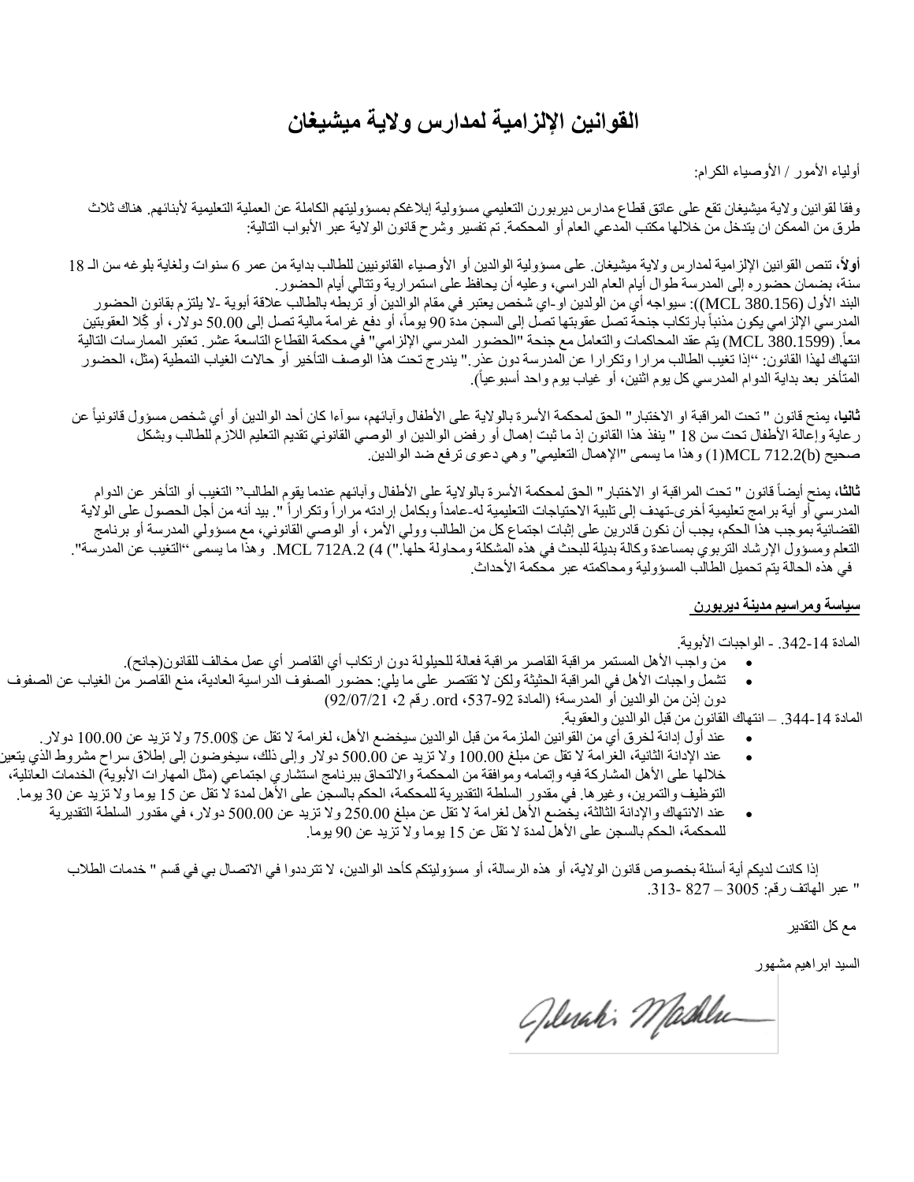# القوانين الإلزامية لمدارس ولاية ميشيغان

أولياء الأمور / الأوصياء الكرام:

وفقا لقوانين ولاية ميشيغان تقع على عاتق قطاع مدارس ديربورن التعليمي مسؤولية إبلاغكم بمسؤوليتهم الكاملة عن العملية التعليمية لأبنائهم. هناك ثلاث طرق من الممكن ان يتدخل من خلالها مكتب المدعي العام أو المحكمة. تم تفسير وشرح قانون الولاية عبر الأبواب التالية:

**أولاً**، تنص القوانين الإلزامية لمدارس ولاية ميشيغان. على مسؤولية الوالدين أو الأوصياء القانونيين للطالب بداية من عمر 6 سنوات ولغاية بلوغه سن الـ 18 سنة، بضمان حضوره إلى المدرسة طوال أيام العام الدراسي، وعليه أن يحافظ على استمرارية وتتالي أيام الحضور.
البند الأول (MCL 380.156)): سيواجه أي من الولدين او-اي شخص يعتبر في مقام الوالدين أو تربطه بالطالب علاقة أبوية -لا يلتزم بقانون الحضور المدرسي الإلزامي يكون مذنباً بارتكاب جنحة تصل عقوبتها تصل إلى السجن مدة 90 يوماً، أو دفع غرامة مالية تصل إلى 50.00 دولار، أو كِلا العقوبتين معاً. (MCL 380.1599) يتم عقد المحاكمات والتعامل مع جنحة "الحضور المدرسي الإلزامي" في محكمة القطاع التاسعة عشر. تعتبر الممارسات التالية انتهاك لهذا القانون: "إذا تغيب الطالب مرارا وتكرارا عن المدرسة دون عذر." يندرج تحت هذا الوصف التأخير أو حالات الغياب النمطية (مثل، الحضور المتأخر بعد بداية الدوام المدرسي كل يوم اثنين، أو غياب يوم واحد أسبوعياً).

**ثانيا**، يمنح قانون " تحت المراقبة او الاختبار" الحق لمحكمة الأسرة بالولاية على الأطفال وآبائهم، سواءاً كان أحد الوالدين أو أي شخص مسؤول قانونياً عن رعاية وإعالة الأطفال تحت سن 18 " ينفذ هذا القانون إذ ما ثبت إهمال أو رفض الوالدين او الوصي القانوني تقديم التعليم اللازم للطالب وبشكل صحيح (MCL 712.2(b)(1) وهذا ما يسمى "الإهمال التعليمي" وهي دعوى ترفع ضد الوالدين.

**ثالثا**، يمنح أيضاً قانون " تحت المراقبة او الاختبار" الحق لمحكمة الأسرة بالولاية على الأطفال وآبائهم عندما يقوم الطالب" التغيب أو التأخر عن الدوام المدرسي أو أية برامج تعليمية أخرى-تهدف إلى تلبية الاحتياجات التعليمية له-عامداً وبكامل إرادته مراراً وتكراراً ". بيد أنه من أجل الحصول على الولاية القضائية بموجب هذا الحكم، يجب أن نكون قادرين على إثبات اجتماع كل من الطالب وولي الأمر، أو الوصي القانوني، مع مسؤولي المدرسة أو برنامج التعلم ومسؤول الإرشاد التربوي بمساعدة وكالة بديلة للبحث في هذه المشكلة ومحاولة حلها.") MCL 712A.2 (4). وهذا ما يسمى "التغيب عن المدرسة".
في هذه الحالة يتم تحميل الطالب المسؤولية ومحاكمته عبر محكمة الأحداث.

**سياسة ومراسيم مدينة ديربورن**

المادة 14-342. - الواجبات الأبوية.

- من واجب الأهل المستمر مراقبة القاصر مراقبة فعالة للحيلولة دون ارتكاب أي القاصر أي عمل مخالف للقانون(جانح).
- تشمل واجبات الأهل في المراقبة الحثيثة ولكن لا تقتصر على ما يلي: حضور الصفوف الدراسية العادية، منع القاصر من الغياب عن الصفوف دون إذن من الوالدين أو المدرسة؛ (المادة 92-537، ord. رقم 2، 92/07/21)

المادة 14-344. – انتهاك القانون من قبل الوالدين والعقوبة.

- عند أول إدانة لخرق أي من القوانين الملزمة من قبل الوالدين سيخضع الأهل، لغرامة لا تقل عن 75.00$ ولا تزيد عن 100.00 دولار.
- عند الإدانة الثانية، الغرامة لا تقل عن مبلغ 100.00 ولا تزيد عن 500.00 دولار وإلى ذلك، سيخوضون إلى إطلاق سراح مشروط الذي يتعين خلالها على الأهل المشاركة فيه وإتمامه وموافقة من المحكمة والالتحاق ببرنامج استشاري اجتماعي (مثل المهارات الأبوية) الخدمات العائلية، التوظيف والتمرين، وغيرها. في مقدور السلطة التقديرية للمحكمة، الحكم بالسجن على الأهل لمدة لا تقل عن 15 يوما ولا تزيد عن 30 يوما.
- عند الانتهاك والإدانة الثالثة، يخضع الأهل لغرامة لا تقل عن مبلغ 250.00 ولا تزيد عن 500.00 دولار، في مقدور السلطة التقديرية للمحكمة، الحكم بالسجن على الأهل لمدة لا تقل عن 15 يوما ولا تزيد عن 90 يوما.

إذا كانت لديكم أية أسئلة بخصوص قانون الولاية، أو هذه الرسالة، أو مسؤوليتكم كأحد الوالدين، لا تترددوا في الاتصال بي في قسم " خدمات الطلاب " عبر الهاتف رقم: 3005 – 827 -313.

مع كل التقدير

السيد ابراهيم مشهور

Ibrahim Mashhour